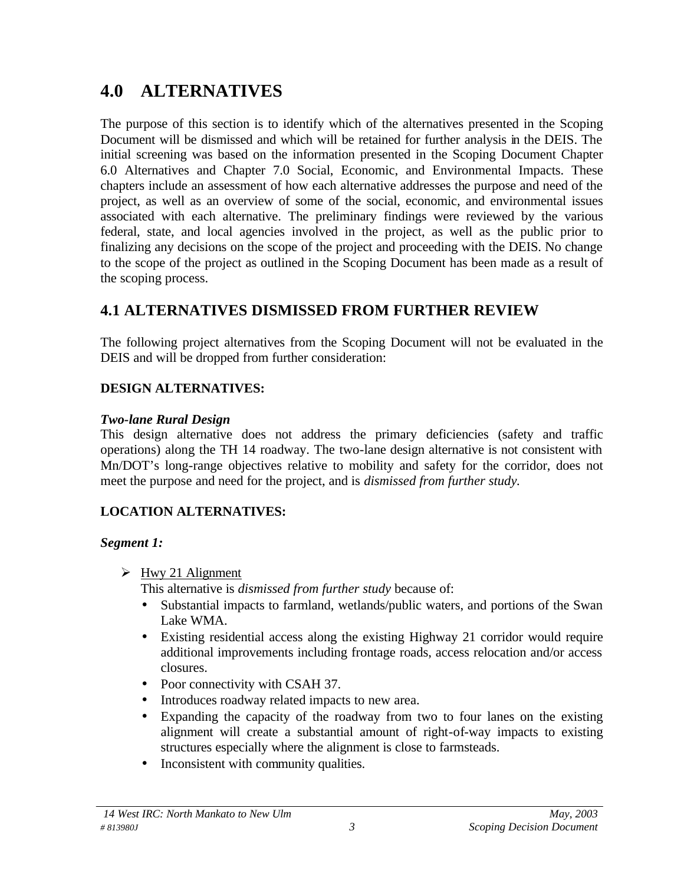# 4.0 ALTERNATIVES

The purpose of this section is to identify which of the alternatives presented in the Scoping Document will be dismissed and which will be retained for further analysis in the DEIS. The initial screening was based on the information presented in the Scoping Document Chapter 6.0 Alternatives and Chapter 7.0 Social, Economic, and Environmental Impacts. These chapters include an assessment of how each alternative addresses the purpose and need of the project, as well as an overview of some of the social, economic, and environmental issues associated with each alternative. The preliminary findings were reviewed by the various federal, state, and local agencies involved in the project, as well as the public prior to finalizing any decisions on the scope of the project and proceeding with the DEIS. No change to the scope of the project as outlined in the Scoping Document has been made as a result of the scoping process.

## 4.1 ALTERNATIVES DISMISSED FROM FURTHER REVIEW

The following project alternatives from the Scoping Document will not be evaluated in the DEIS and will be dropped from further consideration:

**DESIGN ALTERNATIVES:**

***Two-lane Rural Design***

This design alternative does not address the primary deficiencies (safety and traffic operations) along the TH 14 roadway. The two-lane design alternative is not consistent with Mn/DOT's long-range objectives relative to mobility and safety for the corridor, does not meet the purpose and need for the project, and is *dismissed from further study.*

**LOCATION ALTERNATIVES:**

***Segment 1:***

- Hwy 21 Alignment
  This alternative is *dismissed from further study* because of:
  - Substantial impacts to farmland, wetlands/public waters, and portions of the Swan Lake WMA.
  - Existing residential access along the existing Highway 21 corridor would require additional improvements including frontage roads, access relocation and/or access closures.
  - Poor connectivity with CSAH 37.
  - Introduces roadway related impacts to new area.
  - Expanding the capacity of the roadway from two to four lanes on the existing alignment will create a substantial amount of right-of-way impacts to existing structures especially where the alignment is close to farmsteads.
  - Inconsistent with community qualities.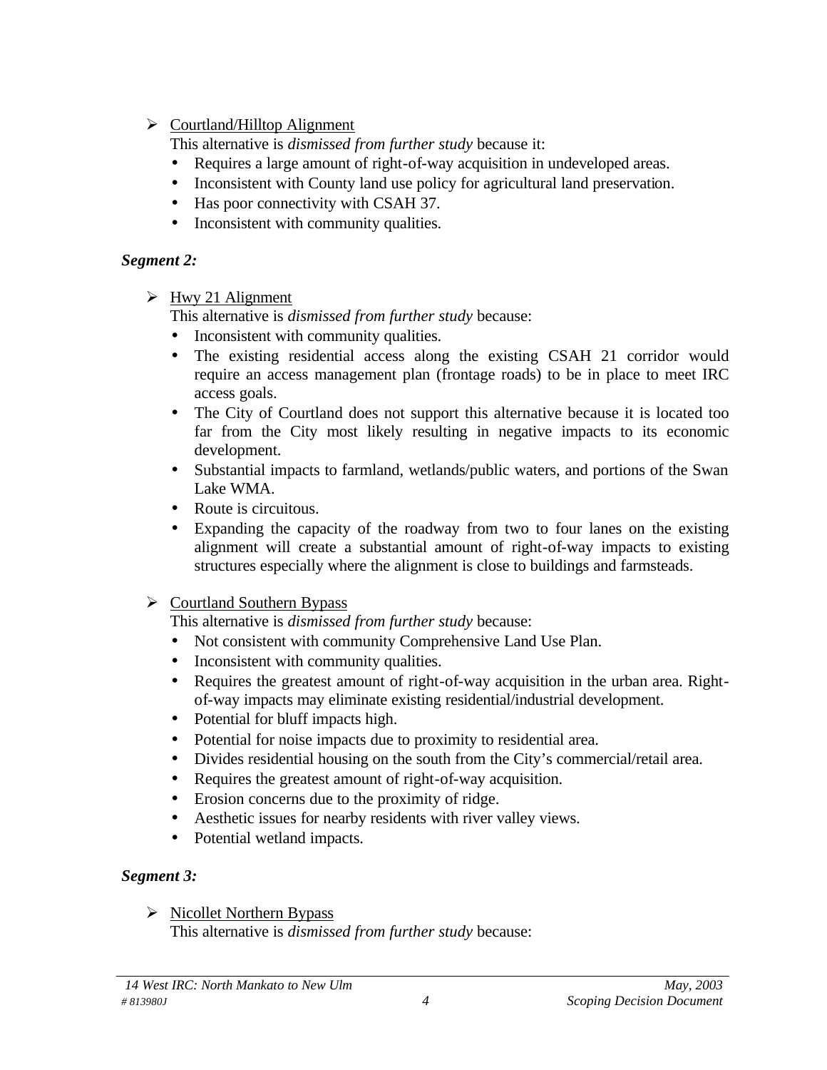- <u>Courtland/Hilltop Alignment</u>
  This alternative is *dismissed from further study* because it:
  - Requires a large amount of right-of-way acquisition in undeveloped areas.
  - Inconsistent with County land use policy for agricultural land preservation.
  - Has poor connectivity with CSAH 37.
  - Inconsistent with community qualities.

***Segment 2:***

- <u>Hwy 21 Alignment</u>
  This alternative is *dismissed from further study* because:
  - Inconsistent with community qualities.
  - The existing residential access along the existing CSAH 21 corridor would require an access management plan (frontage roads) to be in place to meet IRC access goals.
  - The City of Courtland does not support this alternative because it is located too far from the City most likely resulting in negative impacts to its economic development.
  - Substantial impacts to farmland, wetlands/public waters, and portions of the Swan Lake WMA.
  - Route is circuitous.
  - Expanding the capacity of the roadway from two to four lanes on the existing alignment will create a substantial amount of right-of-way impacts to existing structures especially where the alignment is close to buildings and farmsteads.

- <u>Courtland Southern Bypass</u>
  This alternative is *dismissed from further study* because:
  - Not consistent with community Comprehensive Land Use Plan.
  - Inconsistent with community qualities.
  - Requires the greatest amount of right-of-way acquisition in the urban area. Right-of-way impacts may eliminate existing residential/industrial development.
  - Potential for bluff impacts high.
  - Potential for noise impacts due to proximity to residential area.
  - Divides residential housing on the south from the City's commercial/retail area.
  - Requires the greatest amount of right-of-way acquisition.
  - Erosion concerns due to the proximity of ridge.
  - Aesthetic issues for nearby residents with river valley views.
  - Potential wetland impacts.

***Segment 3:***

- <u>Nicollet Northern Bypass</u>
  This alternative is *dismissed from further study* because: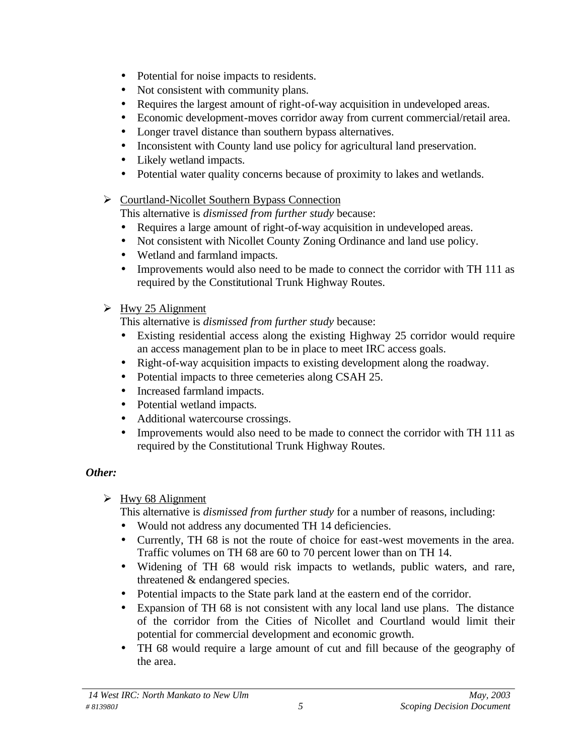- Potential for noise impacts to residents.
- Not consistent with community plans.
- Requires the largest amount of right-of-way acquisition in undeveloped areas.
- Economic development-moves corridor away from current commercial/retail area.
- Longer travel distance than southern bypass alternatives.
- Inconsistent with County land use policy for agricultural land preservation.
- Likely wetland impacts.
- Potential water quality concerns because of proximity to lakes and wetlands.

➢ Courtland-Nicollet Southern Bypass Connection

This alternative is *dismissed from further study* because:

- Requires a large amount of right-of-way acquisition in undeveloped areas.
- Not consistent with Nicollet County Zoning Ordinance and land use policy.
- Wetland and farmland impacts.
- Improvements would also need to be made to connect the corridor with TH 111 as required by the Constitutional Trunk Highway Routes.

➢ Hwy 25 Alignment

This alternative is *dismissed from further study* because:

- Existing residential access along the existing Highway 25 corridor would require an access management plan to be in place to meet IRC access goals.
- Right-of-way acquisition impacts to existing development along the roadway.
- Potential impacts to three cemeteries along CSAH 25.
- Increased farmland impacts.
- Potential wetland impacts.
- Additional watercourse crossings.
- Improvements would also need to be made to connect the corridor with TH 111 as required by the Constitutional Trunk Highway Routes.

***Other:***

➢ Hwy 68 Alignment

This alternative is *dismissed from further study* for a number of reasons, including:

- Would not address any documented TH 14 deficiencies.
- Currently, TH 68 is not the route of choice for east-west movements in the area. Traffic volumes on TH 68 are 60 to 70 percent lower than on TH 14.
- Widening of TH 68 would risk impacts to wetlands, public waters, and rare, threatened & endangered species.
- Potential impacts to the State park land at the eastern end of the corridor.
- Expansion of TH 68 is not consistent with any local land use plans. The distance of the corridor from the Cities of Nicollet and Courtland would limit their potential for commercial development and economic growth.
- TH 68 would require a large amount of cut and fill because of the geography of the area.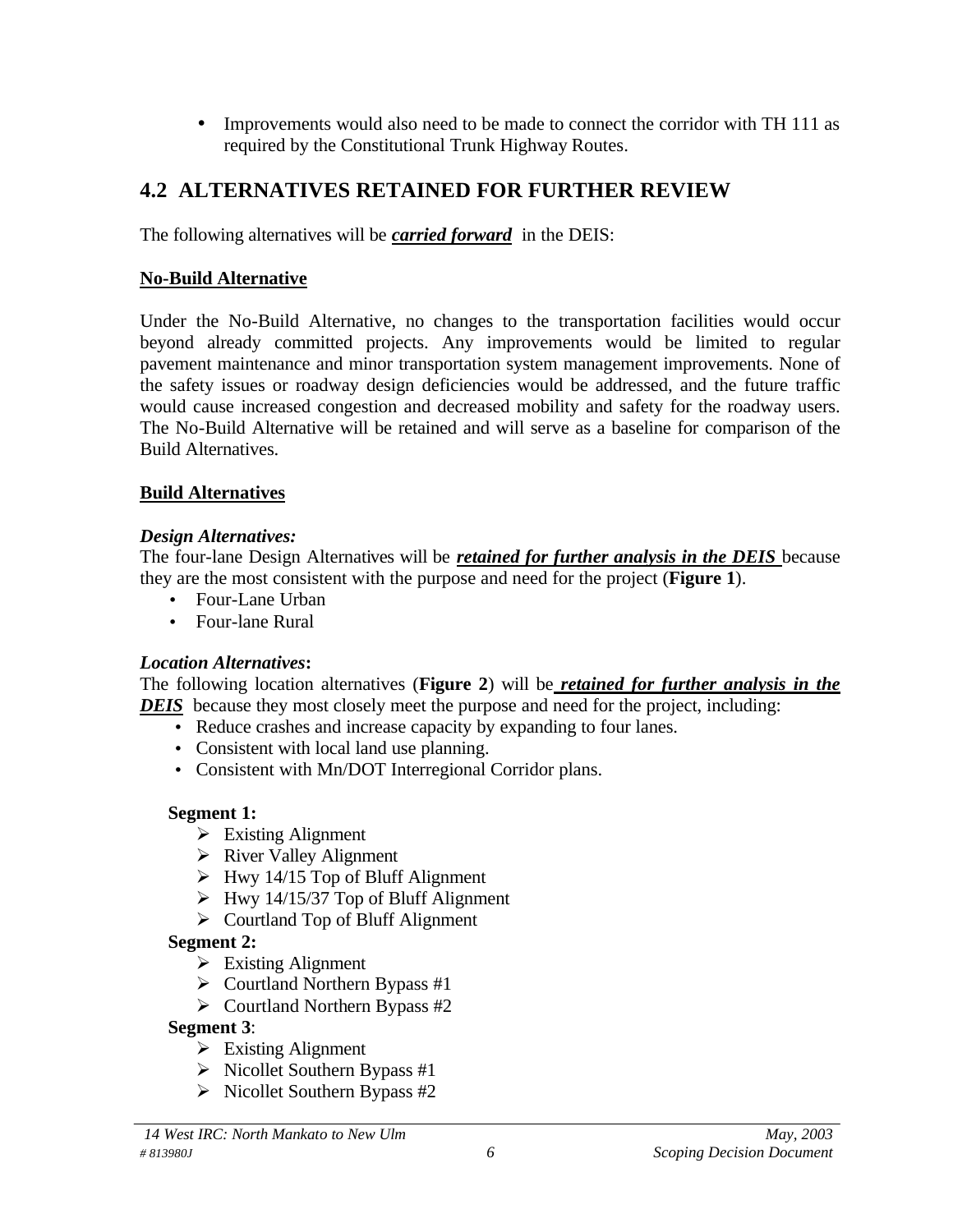- Improvements would also need to be made to connect the corridor with TH 111 as required by the Constitutional Trunk Highway Routes.

## 4.2 ALTERNATIVES RETAINED FOR FURTHER REVIEW

The following alternatives will be ***carried forward*** in the DEIS:

**No-Build Alternative**

Under the No-Build Alternative, no changes to the transportation facilities would occur beyond already committed projects. Any improvements would be limited to regular pavement maintenance and minor transportation system management improvements. None of the safety issues or roadway design deficiencies would be addressed, and the future traffic would cause increased congestion and decreased mobility and safety for the roadway users. The No-Build Alternative will be retained and will serve as a baseline for comparison of the Build Alternatives.

**Build Alternatives**

***Design Alternatives:***
The four-lane Design Alternatives will be ***retained for further analysis in the DEIS*** because they are the most consistent with the purpose and need for the project (**Figure 1**).

- Four-Lane Urban
- Four-lane Rural

***Location Alternatives*:**
The following location alternatives (**Figure 2**) will be ***retained for further analysis in the DEIS*** because they most closely meet the purpose and need for the project, including:

- Reduce crashes and increase capacity by expanding to four lanes.
- Consistent with local land use planning.
- Consistent with Mn/DOT Interregional Corridor plans.

**Segment 1:**

- Existing Alignment
- River Valley Alignment
- Hwy 14/15 Top of Bluff Alignment
- Hwy 14/15/37 Top of Bluff Alignment
- Courtland Top of Bluff Alignment

**Segment 2:**

- Existing Alignment
- Courtland Northern Bypass #1
- Courtland Northern Bypass #2

**Segment 3**:

- Existing Alignment
- Nicollet Southern Bypass #1
- Nicollet Southern Bypass #2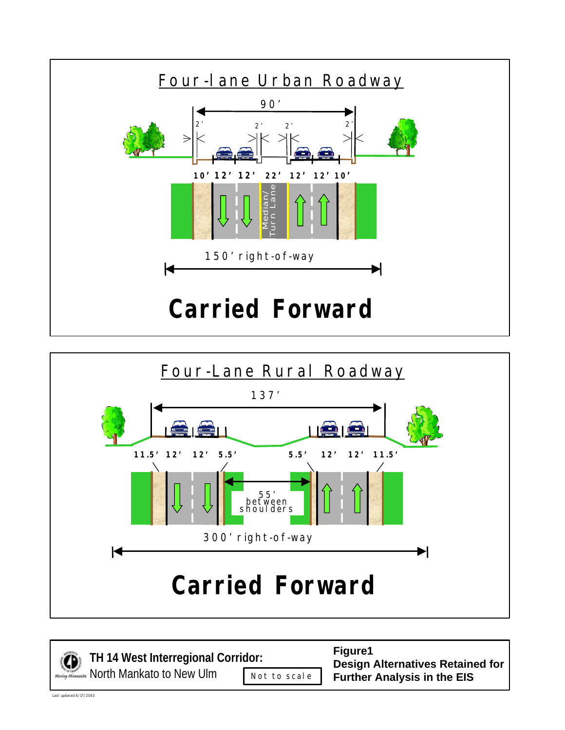## Four-lane Urban Roadway

90'

2' 2' 2' 2'

10' 12' 12' 22' 12' 12' 10'

Median/ Turn Lane

150' right-of-way

**Carried Forward**

## Four-Lane Rural Roadway

137'

11.5' 12' 12' 5.5' 5.5' 12' 12' 11.5'

55' between shoulders

300' right-of-way

**Carried Forward**

**TH 14 West Interregional Corridor:**
North Mankato to New Ulm

Not to scale

**Figure1**
**Design Alternatives Retained for Further Analysis in the EIS**

Last updated:6/17/2003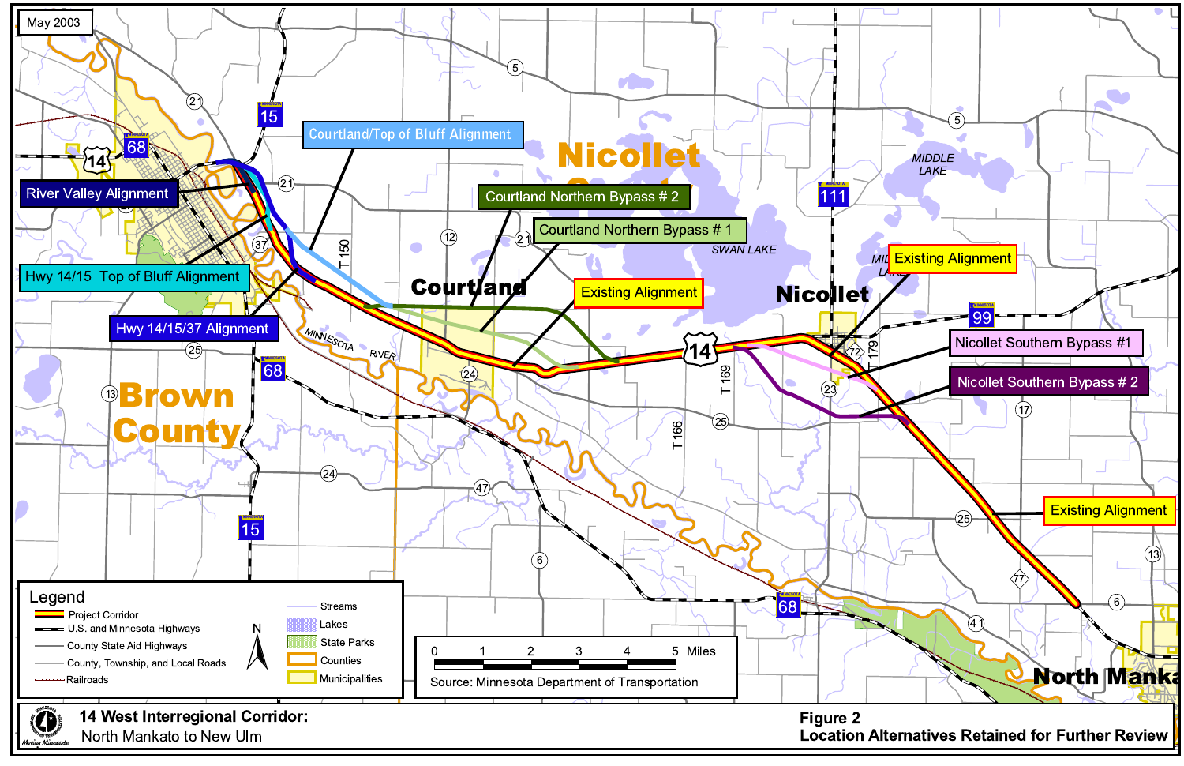May 2003

Courtland/Top of Bluff Alignment

River Valley Alignment

Courtland Northern Bypass # 2

Courtland Northern Bypass # 1

Hwy 14/15 Top of Bluff Alignment

Hwy 14/15/37 Alignment

Existing Alignment

Existing Alignment

Nicollet Southern Bypass #1

Nicollet Southern Bypass # 2

Existing Alignment

Nicollet County

Brown County

Courtland

Nicollet

North Mankato

SWAN LAKE

MIDDLE LAKE

MINNESOTA RIVER

Legend

- Project Corridor
- U.S. and Minnesota Highways
- County State Aid Highways
- County, Township, and Local Roads
- Railroads
- Streams
- Lakes
- State Parks
- Counties
- Municipalities

0 1 2 3 4 5 Miles

Source: Minnesota Department of Transportation

**14 West Interregional Corridor:**
North Mankato to New Ulm

**Figure 2**
**Location Alternatives Retained for Further Review**